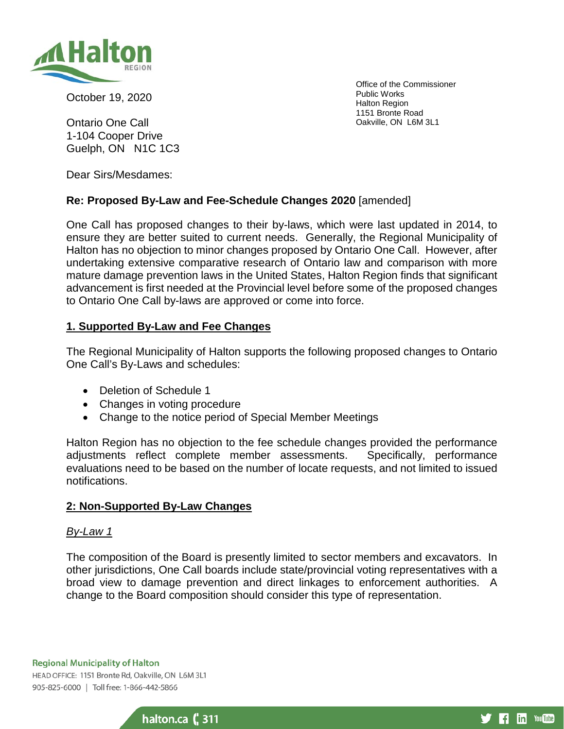October 19, 2020

Office of the Commissioner
Public Works
Halton Region
1151 Bronte Road
Oakville, ON L6M 3L1

Ontario One Call
1-104 Cooper Drive
Guelph, ON N1C 1C3

Dear Sirs/Mesdames:

**Re: Proposed By-Law and Fee-Schedule Changes 2020** [amended]

One Call has proposed changes to their by-laws, which were last updated in 2014, to ensure they are better suited to current needs. Generally, the Regional Municipality of Halton has no objection to minor changes proposed by Ontario One Call. However, after undertaking extensive comparative research of Ontario law and comparison with more mature damage prevention laws in the United States, Halton Region finds that significant advancement is first needed at the Provincial level before some of the proposed changes to Ontario One Call by-laws are approved or come into force.

## 1. Supported By-Law and Fee Changes

The Regional Municipality of Halton supports the following proposed changes to Ontario One Call's By-Laws and schedules:

- Deletion of Schedule 1
- Changes in voting procedure
- Change to the notice period of Special Member Meetings

Halton Region has no objection to the fee schedule changes provided the performance adjustments reflect complete member assessments. Specifically, performance evaluations need to be based on the number of locate requests, and not limited to issued notifications.

## 2: Non-Supported By-Law Changes

### *By-Law 1*

The composition of the Board is presently limited to sector members and excavators. In other jurisdictions, One Call boards include state/provincial voting representatives with a broad view to damage prevention and direct linkages to enforcement authorities. A change to the Board composition should consider this type of representation.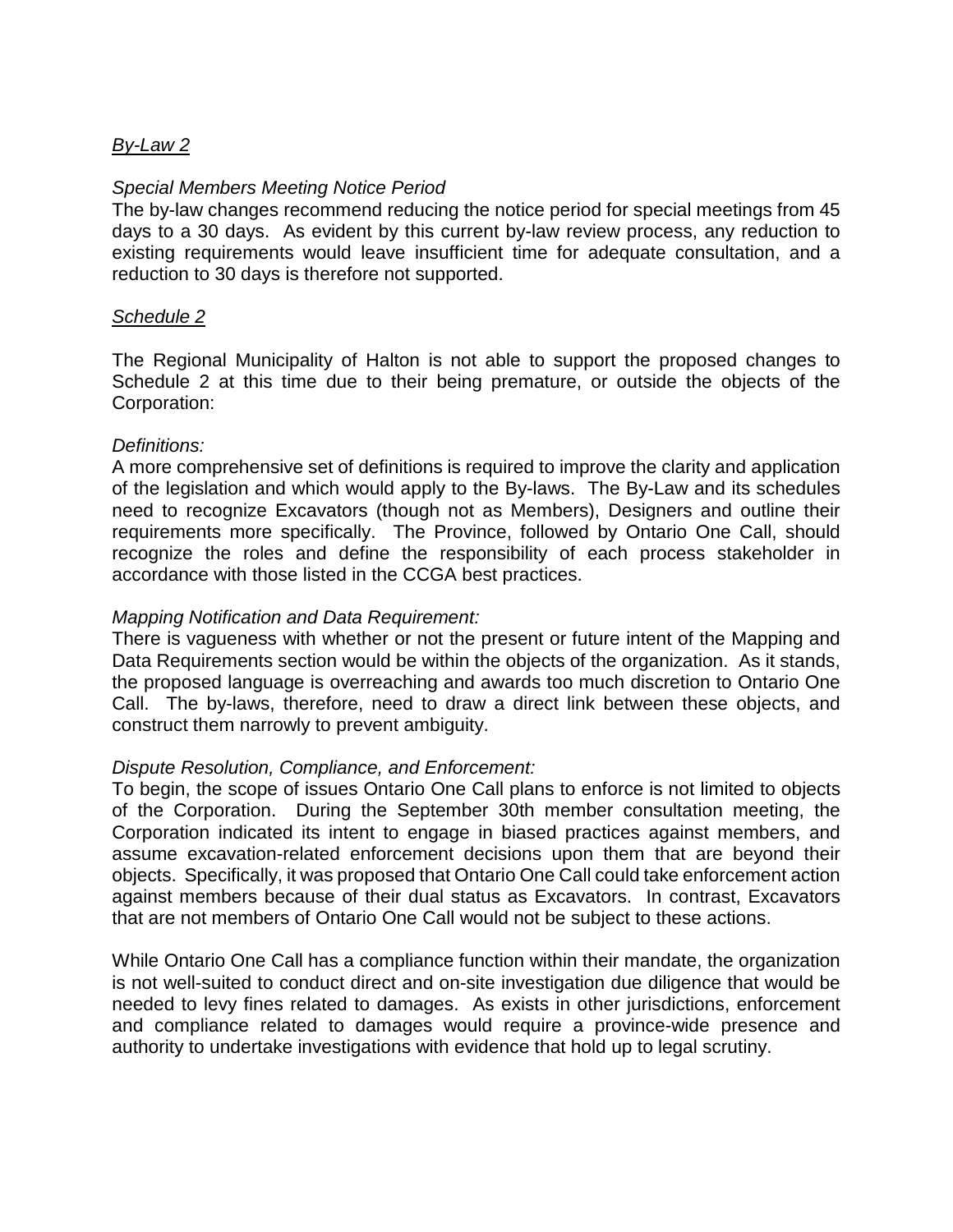*By-Law 2*

*Special Members Meeting Notice Period*

The by-law changes recommend reducing the notice period for special meetings from 45 days to a 30 days. As evident by this current by-law review process, any reduction to existing requirements would leave insufficient time for adequate consultation, and a reduction to 30 days is therefore not supported.

*Schedule 2*

The Regional Municipality of Halton is not able to support the proposed changes to Schedule 2 at this time due to their being premature, or outside the objects of the Corporation:

*Definitions:*

A more comprehensive set of definitions is required to improve the clarity and application of the legislation and which would apply to the By-laws. The By-Law and its schedules need to recognize Excavators (though not as Members), Designers and outline their requirements more specifically. The Province, followed by Ontario One Call, should recognize the roles and define the responsibility of each process stakeholder in accordance with those listed in the CCGA best practices.

*Mapping Notification and Data Requirement:*

There is vagueness with whether or not the present or future intent of the Mapping and Data Requirements section would be within the objects of the organization. As it stands, the proposed language is overreaching and awards too much discretion to Ontario One Call. The by-laws, therefore, need to draw a direct link between these objects, and construct them narrowly to prevent ambiguity.

*Dispute Resolution, Compliance, and Enforcement:*

To begin, the scope of issues Ontario One Call plans to enforce is not limited to objects of the Corporation. During the September 30th member consultation meeting, the Corporation indicated its intent to engage in biased practices against members, and assume excavation-related enforcement decisions upon them that are beyond their objects. Specifically, it was proposed that Ontario One Call could take enforcement action against members because of their dual status as Excavators. In contrast, Excavators that are not members of Ontario One Call would not be subject to these actions.

While Ontario One Call has a compliance function within their mandate, the organization is not well-suited to conduct direct and on-site investigation due diligence that would be needed to levy fines related to damages. As exists in other jurisdictions, enforcement and compliance related to damages would require a province-wide presence and authority to undertake investigations with evidence that hold up to legal scrutiny.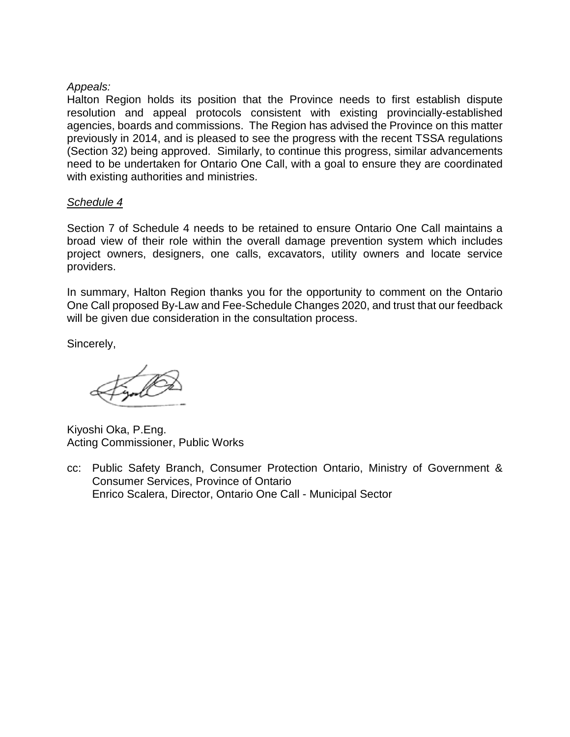*Appeals:*
Halton Region holds its position that the Province needs to first establish dispute resolution and appeal protocols consistent with existing provincially-established agencies, boards and commissions. The Region has advised the Province on this matter previously in 2014, and is pleased to see the progress with the recent TSSA regulations (Section 32) being approved. Similarly, to continue this progress, similar advancements need to be undertaken for Ontario One Call, with a goal to ensure they are coordinated with existing authorities and ministries.

*<u>Schedule 4</u>*

Section 7 of Schedule 4 needs to be retained to ensure Ontario One Call maintains a broad view of their role within the overall damage prevention system which includes project owners, designers, one calls, excavators, utility owners and locate service providers.

In summary, Halton Region thanks you for the opportunity to comment on the Ontario One Call proposed By-Law and Fee-Schedule Changes 2020, and trust that our feedback will be given due consideration in the consultation process.

Sincerely,

Kiyoshi Oka, P.Eng.
Acting Commissioner, Public Works

cc: Public Safety Branch, Consumer Protection Ontario, Ministry of Government & Consumer Services, Province of Ontario
Enrico Scalera, Director, Ontario One Call - Municipal Sector